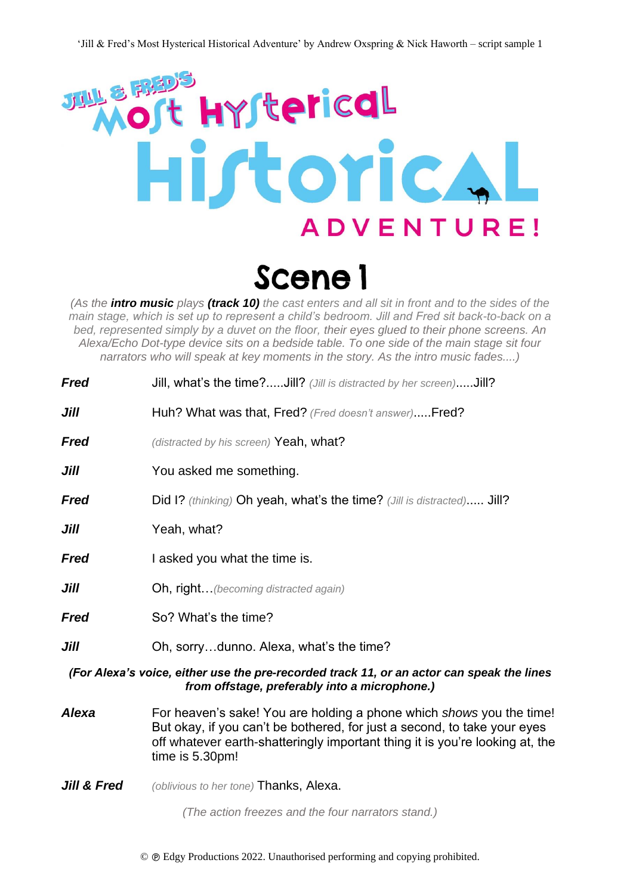# Jill & Fred's Most Hysterical Historical Adventure!

## Scene 1

*(As the **intro music** plays **(track 10)** the cast enters and all sit in front and to the sides of the main stage, which is set up to represent a child's bedroom. Jill and Fred sit back-to-back on a bed, represented simply by a duvet on the floor, their eyes glued to their phone screens. An Alexa/Echo Dot-type device sits on a bedside table. To one side of the main stage sit four narrators who will speak at key moments in the story. As the intro music fades....)*

***Fred*** Jill, what's the time?.....Jill? *(Jill is distracted by her screen)*.....Jill?

***Jill*** Huh? What was that, Fred? *(Fred doesn't answer)*.....Fred?

***Fred*** *(distracted by his screen)* Yeah, what?

***Jill*** You asked me something.

***Fred*** Did I? *(thinking)* Oh yeah, what's the time? *(Jill is distracted)*..... Jill?

***Jill*** Yeah, what?

***Fred*** I asked you what the time is.

***Jill*** Oh, right…*(becoming distracted again)*

***Fred*** So? What's the time?

***Jill*** Oh, sorry…dunno. Alexa, what's the time?

***(For Alexa's voice, either use the pre-recorded track 11, or an actor can speak the lines from offstage, preferably into a microphone.)***

***Alexa*** For heaven's sake! You are holding a phone which *shows* you the time! But okay, if you can't be bothered, for just a second, to take your eyes off whatever earth-shatteringly important thing it is you're looking at, the time is 5.30pm!

***Jill & Fred*** *(oblivious to her tone)* Thanks, Alexa.

*(The action freezes and the four narrators stand.)*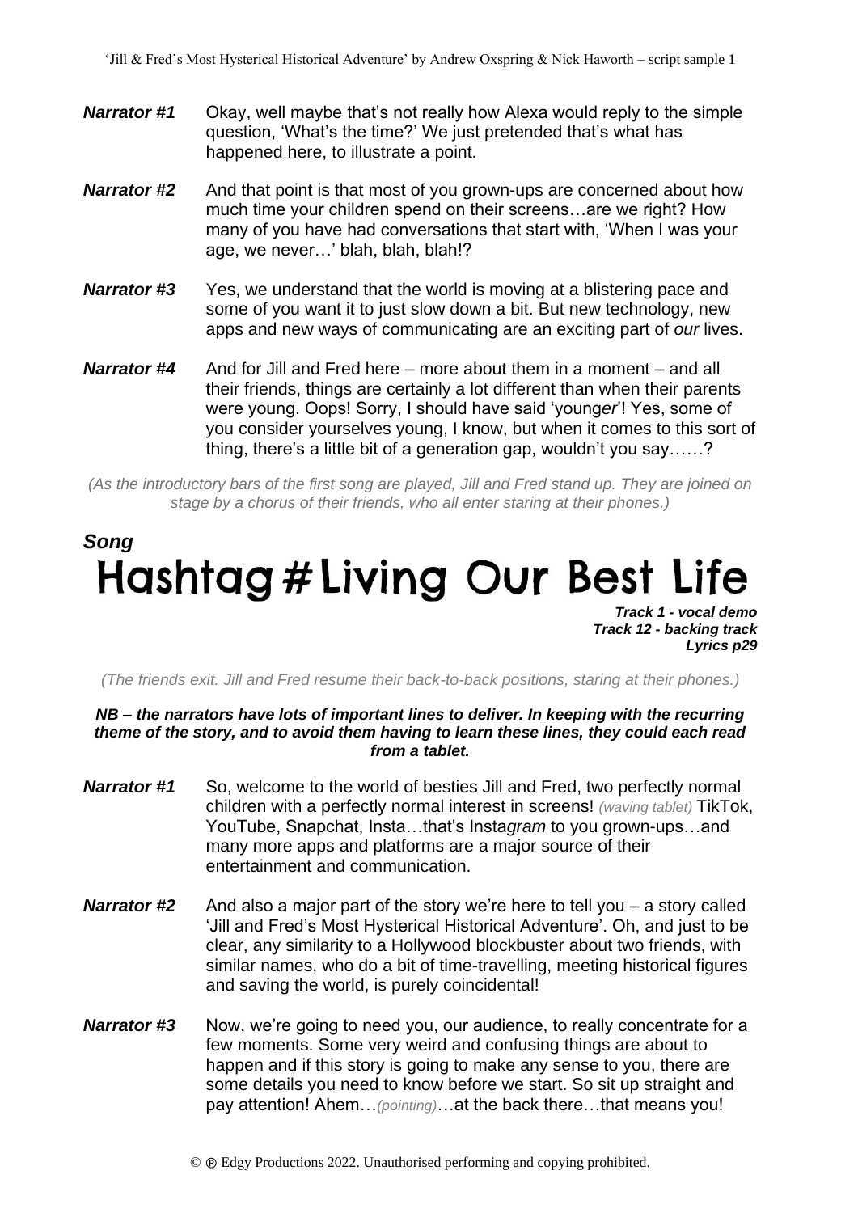**Narrator #1** Okay, well maybe that's not really how Alexa would reply to the simple question, 'What's the time?' We just pretended that's what has happened here, to illustrate a point.

**Narrator #2** And that point is that most of you grown-ups are concerned about how much time your children spend on their screens…are we right? How many of you have had conversations that start with, 'When I was your age, we never…' blah, blah, blah!?

**Narrator #3** Yes, we understand that the world is moving at a blistering pace and some of you want it to just slow down a bit. But new technology, new apps and new ways of communicating are an exciting part of *our* lives.

**Narrator #4** And for Jill and Fred here – more about them in a moment – and all their friends, things are certainly a lot different than when their parents were young. Oops! Sorry, I should have said 'young*er*'! Yes, some of you consider yourselves young, I know, but when it comes to this sort of thing, there's a little bit of a generation gap, wouldn't you say……?

*(As the introductory bars of the first song are played, Jill and Fred stand up. They are joined on stage by a chorus of their friends, who all enter staring at their phones.)*

***Song***

# Hashtag # Living Our Best Life

***Track 1 - vocal demo***
***Track 12 - backing track***
***Lyrics p29***

*(The friends exit. Jill and Fred resume their back-to-back positions, staring at their phones.)*

***NB – the narrators have lots of important lines to deliver. In keeping with the recurring theme of the story, and to avoid them having to learn these lines, they could each read from a tablet.***

**Narrator #1** So, welcome to the world of besties Jill and Fred, two perfectly normal children with a perfectly normal interest in screens! *(waving tablet)* TikTok, YouTube, Snapchat, Insta…that's Insta*gram* to you grown-ups…and many more apps and platforms are a major source of their entertainment and communication.

**Narrator #2** And also a major part of the story we're here to tell you – a story called 'Jill and Fred's Most Hysterical Historical Adventure'. Oh, and just to be clear, any similarity to a Hollywood blockbuster about two friends, with similar names, who do a bit of time-travelling, meeting historical figures and saving the world, is purely coincidental!

**Narrator #3** Now, we're going to need you, our audience, to really concentrate for a few moments. Some very weird and confusing things are about to happen and if this story is going to make any sense to you, there are some details you need to know before we start. So sit up straight and pay attention! Ahem…*(pointing)*…at the back there…that means you!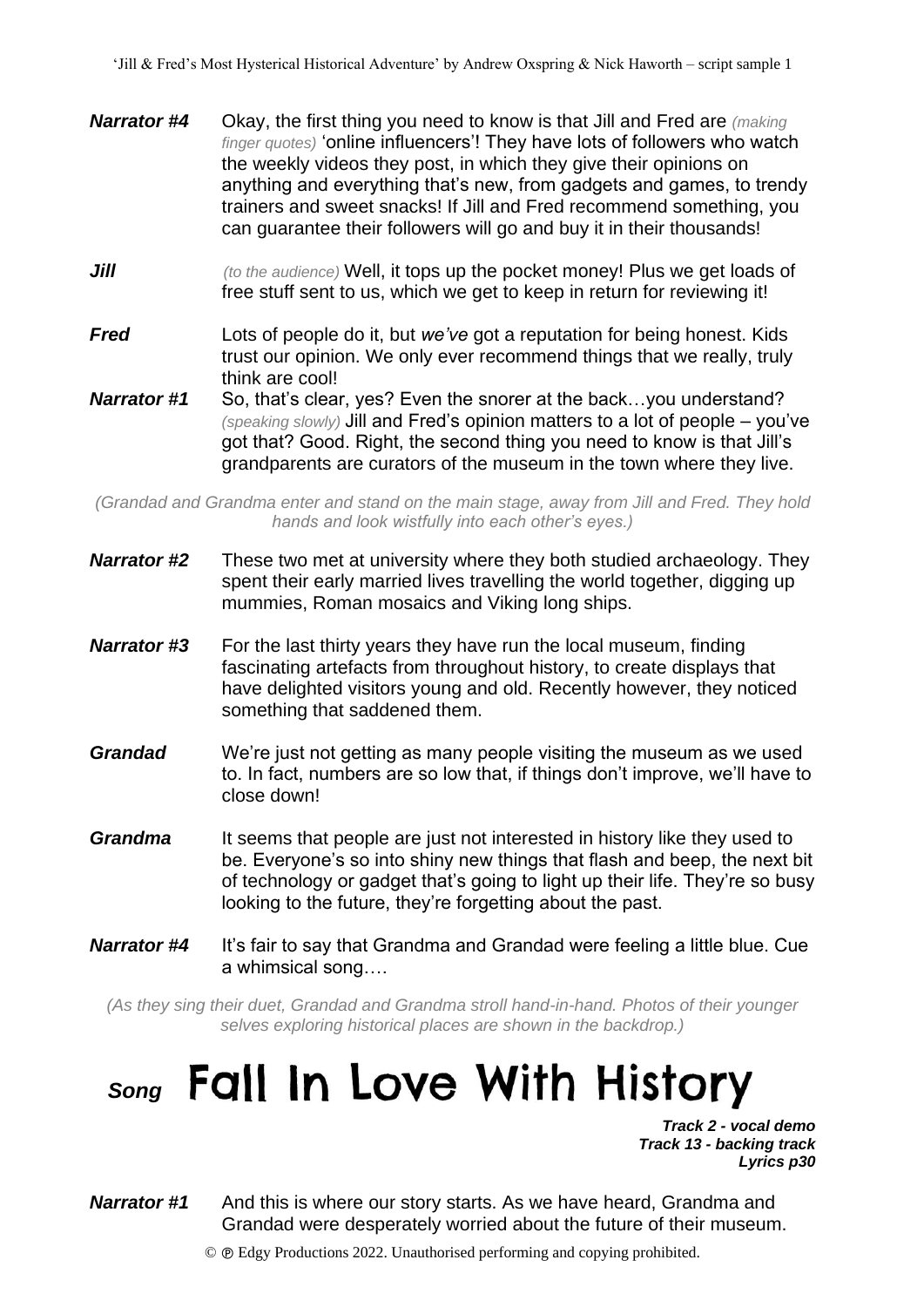**Narrator #4** Okay, the first thing you need to know is that Jill and Fred are *(making finger quotes)* 'online influencers'! They have lots of followers who watch the weekly videos they post, in which they give their opinions on anything and everything that's new, from gadgets and games, to trendy trainers and sweet snacks! If Jill and Fred recommend something, you can guarantee their followers will go and buy it in their thousands!

**Jill** *(to the audience)* Well, it tops up the pocket money! Plus we get loads of free stuff sent to us, which we get to keep in return for reviewing it!

**Fred** Lots of people do it, but *we've* got a reputation for being honest. Kids trust our opinion. We only ever recommend things that we really, truly think are cool!

**Narrator #1** So, that's clear, yes? Even the snorer at the back…you understand? *(speaking slowly)* Jill and Fred's opinion matters to a lot of people – you've got that? Good. Right, the second thing you need to know is that Jill's grandparents are curators of the museum in the town where they live.

*(Grandad and Grandma enter and stand on the main stage, away from Jill and Fred. They hold hands and look wistfully into each other's eyes.)*

**Narrator #2** These two met at university where they both studied archaeology. They spent their early married lives travelling the world together, digging up mummies, Roman mosaics and Viking long ships.

**Narrator #3** For the last thirty years they have run the local museum, finding fascinating artefacts from throughout history, to create displays that have delighted visitors young and old. Recently however, they noticed something that saddened them.

**Grandad** We're just not getting as many people visiting the museum as we used to. In fact, numbers are so low that, if things don't improve, we'll have to close down!

**Grandma** It seems that people are just not interested in history like they used to be. Everyone's so into shiny new things that flash and beep, the next bit of technology or gadget that's going to light up their life. They're so busy looking to the future, they're forgetting about the past.

**Narrator #4** It's fair to say that Grandma and Grandad were feeling a little blue. Cue a whimsical song….

*(As they sing their duet, Grandad and Grandma stroll hand-in-hand. Photos of their younger selves exploring historical places are shown in the backdrop.)*

## *Song* Fall In Love With History

***Track 2 - vocal demo***
***Track 13 - backing track***
***Lyrics p30***

**Narrator #1** And this is where our story starts. As we have heard, Grandma and Grandad were desperately worried about the future of their museum.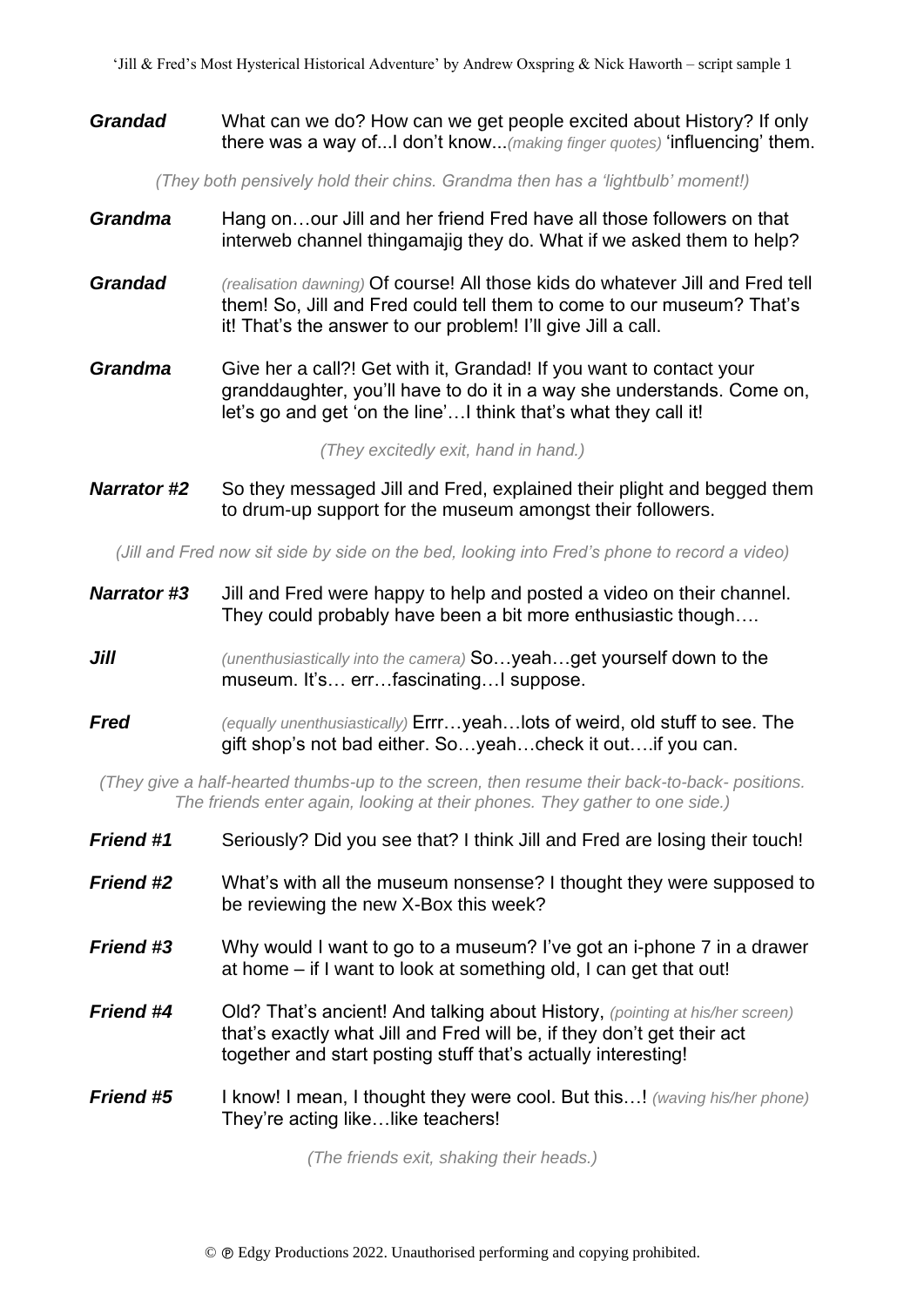**Grandad** What can we do? How can we get people excited about History? If only there was a way of...I don't know...*(making finger quotes)* 'influencing' them.

*(They both pensively hold their chins. Grandma then has a 'lightbulb' moment!)*

**Grandma** Hang on…our Jill and her friend Fred have all those followers on that interweb channel thingamajig they do. What if we asked them to help?

**Grandad** *(realisation dawning)* Of course! All those kids do whatever Jill and Fred tell them! So, Jill and Fred could tell them to come to our museum? That's it! That's the answer to our problem! I'll give Jill a call.

**Grandma** Give her a call?! Get with it, Grandad! If you want to contact your granddaughter, you'll have to do it in a way she understands. Come on, let's go and get 'on the line'…I think that's what they call it!

*(They excitedly exit, hand in hand.)*

**Narrator #2** So they messaged Jill and Fred, explained their plight and begged them to drum-up support for the museum amongst their followers.

*(Jill and Fred now sit side by side on the bed, looking into Fred's phone to record a video)*

**Narrator #3** Jill and Fred were happy to help and posted a video on their channel. They could probably have been a bit more enthusiastic though….

**Jill** *(unenthusiastically into the camera)* So…yeah…get yourself down to the museum. It's… err…fascinating…I suppose.

**Fred** *(equally unenthusiastically)* Errr…yeah…lots of weird, old stuff to see. The gift shop's not bad either. So…yeah…check it out….if you can.

*(They give a half-hearted thumbs-up to the screen, then resume their back-to-back- positions. The friends enter again, looking at their phones. They gather to one side.)*

**Friend #1** Seriously? Did you see that? I think Jill and Fred are losing their touch!

**Friend #2** What's with all the museum nonsense? I thought they were supposed to be reviewing the new X-Box this week?

**Friend #3** Why would I want to go to a museum? I've got an i-phone 7 in a drawer at home – if I want to look at something old, I can get that out!

**Friend #4** Old? That's ancient! And talking about History, *(pointing at his/her screen)* that's exactly what Jill and Fred will be, if they don't get their act together and start posting stuff that's actually interesting!

**Friend #5** I know! I mean, I thought they were cool. But this…! *(waving his/her phone)* They're acting like…like teachers!

*(The friends exit, shaking their heads.)*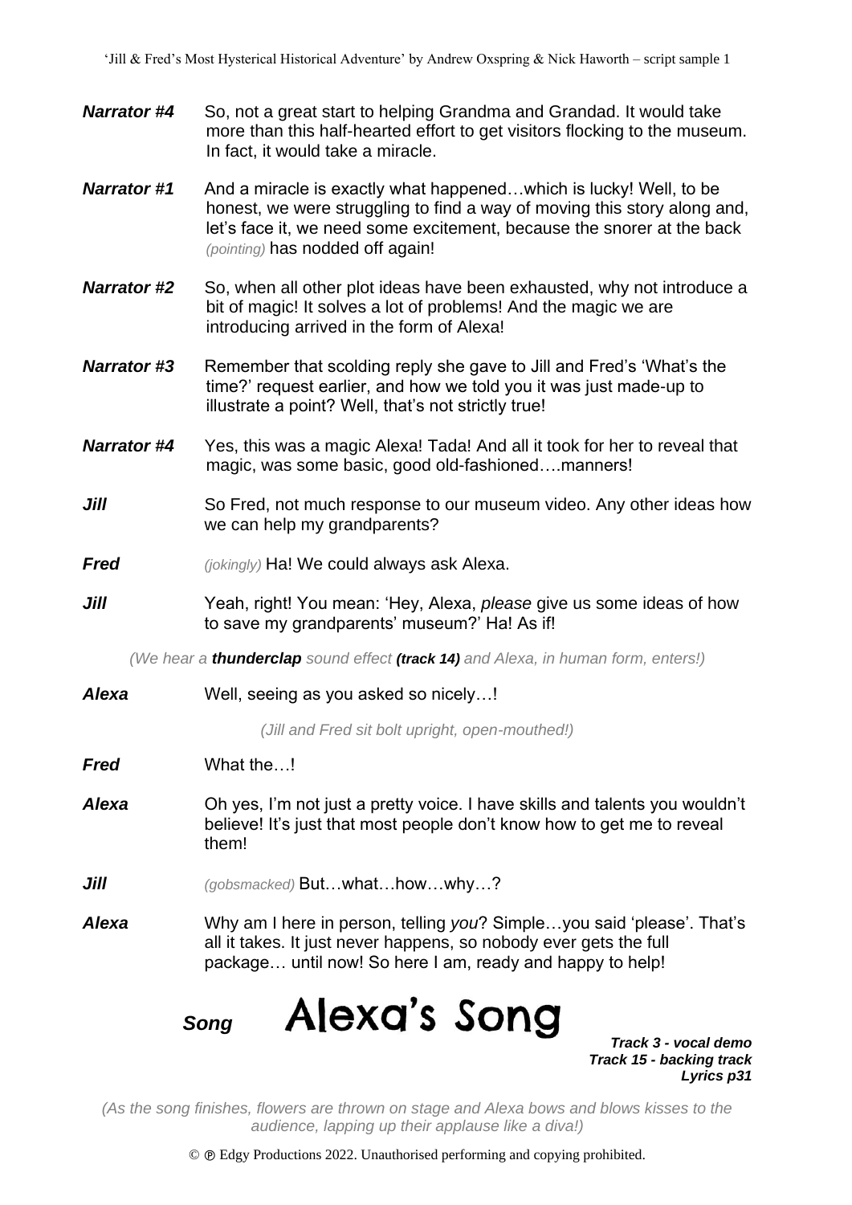**Narrator #4** So, not a great start to helping Grandma and Grandad. It would take more than this half-hearted effort to get visitors flocking to the museum. In fact, it would take a miracle.

**Narrator #1** And a miracle is exactly what happened…which is lucky! Well, to be honest, we were struggling to find a way of moving this story along and, let's face it, we need some excitement, because the snorer at the back *(pointing)* has nodded off again!

**Narrator #2** So, when all other plot ideas have been exhausted, why not introduce a bit of magic! It solves a lot of problems! And the magic we are introducing arrived in the form of Alexa!

**Narrator #3** Remember that scolding reply she gave to Jill and Fred's 'What's the time?' request earlier, and how we told you it was just made-up to illustrate a point? Well, that's not strictly true!

**Narrator #4** Yes, this was a magic Alexa! Tada! And all it took for her to reveal that magic, was some basic, good old-fashioned….manners!

**Jill** So Fred, not much response to our museum video. Any other ideas how we can help my grandparents?

**Fred** *(jokingly)* Ha! We could always ask Alexa.

**Jill** Yeah, right! You mean: 'Hey, Alexa, *please* give us some ideas of how to save my grandparents' museum?' Ha! As if!

*(We hear a **thunderclap** sound effect **(track 14)** and Alexa, in human form, enters!)*

**Alexa** Well, seeing as you asked so nicely…!

*(Jill and Fred sit bolt upright, open-mouthed!)*

**Fred** What the…!

**Alexa** Oh yes, I'm not just a pretty voice. I have skills and talents you wouldn't believe! It's just that most people don't know how to get me to reveal them!

**Jill** *(gobsmacked)* But…what…how…why…?

**Alexa** Why am I here in person, telling *you*? Simple…you said 'please'. That's all it takes. It just never happens, so nobody ever gets the full package… until now! So here I am, ready and happy to help!

## *Song* Alexa's Song

***Track 3 - vocal demo***
***Track 15 - backing track***
***Lyrics p31***

*(As the song finishes, flowers are thrown on stage and Alexa bows and blows kisses to the audience, lapping up their applause like a diva!)*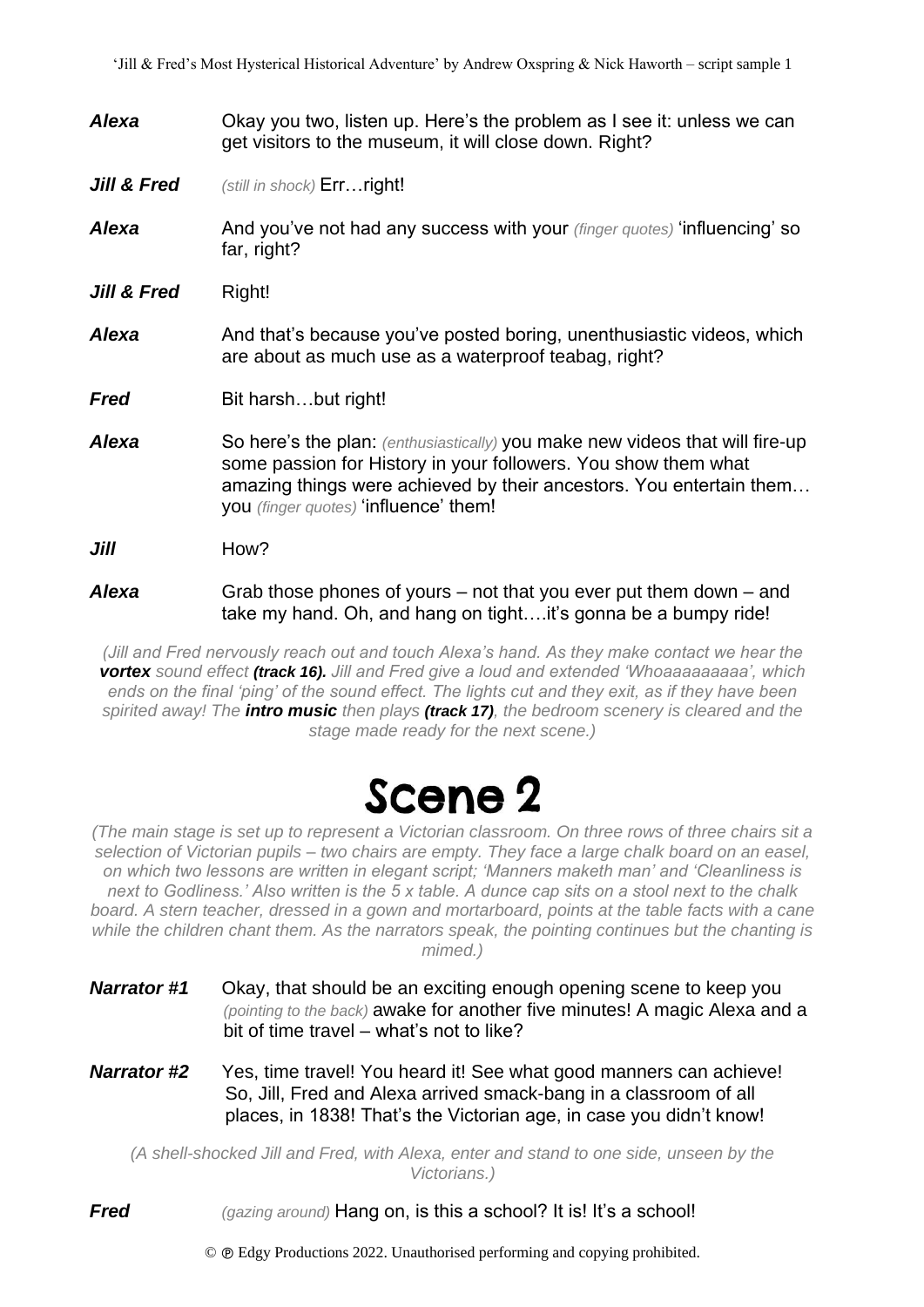**_Alexa_** Okay you two, listen up. Here's the problem as I see it: unless we can get visitors to the museum, it will close down. Right?

**_Jill & Fred_** _(still in shock)_ Err…right!

**_Alexa_** And you've not had any success with your _(finger quotes)_ 'influencing' so far, right?

**_Jill & Fred_** Right!

**_Alexa_** And that's because you've posted boring, unenthusiastic videos, which are about as much use as a waterproof teabag, right?

**_Fred_** Bit harsh…but right!

**_Alexa_** So here's the plan: _(enthusiastically)_ you make new videos that will fire-up some passion for History in your followers. You show them what amazing things were achieved by their ancestors. You entertain them… you _(finger quotes)_ 'influence' them!

**_Jill_** How?

**_Alexa_** Grab those phones of yours – not that you ever put them down – and take my hand. Oh, and hang on tight….it's gonna be a bumpy ride!

_(Jill and Fred nervously reach out and touch Alexa's hand. As they make contact we hear the **vortex** sound effect **(track 16).** Jill and Fred give a loud and extended 'Whoaaaaaaaaa', which ends on the final 'ping' of the sound effect. The lights cut and they exit, as if they have been spirited away! The **intro music** then plays **(track 17)**, the bedroom scenery is cleared and the stage made ready for the next scene.)_

# Scene 2

_(The main stage is set up to represent a Victorian classroom. On three rows of three chairs sit a selection of Victorian pupils – two chairs are empty. They face a large chalk board on an easel, on which two lessons are written in elegant script; 'Manners maketh man' and 'Cleanliness is next to Godliness.' Also written is the 5 x table. A dunce cap sits on a stool next to the chalk board. A stern teacher, dressed in a gown and mortarboard, points at the table facts with a cane while the children chant them. As the narrators speak, the pointing continues but the chanting is mimed.)_

**_Narrator #1_** Okay, that should be an exciting enough opening scene to keep you _(pointing to the back)_ awake for another five minutes! A magic Alexa and a bit of time travel – what's not to like?

**_Narrator #2_** Yes, time travel! You heard it! See what good manners can achieve! So, Jill, Fred and Alexa arrived smack-bang in a classroom of all places, in 1838! That's the Victorian age, in case you didn't know!

_(A shell-shocked Jill and Fred, with Alexa, enter and stand to one side, unseen by the Victorians.)_

**_Fred_** _(gazing around)_ Hang on, is this a school? It is! It's a school!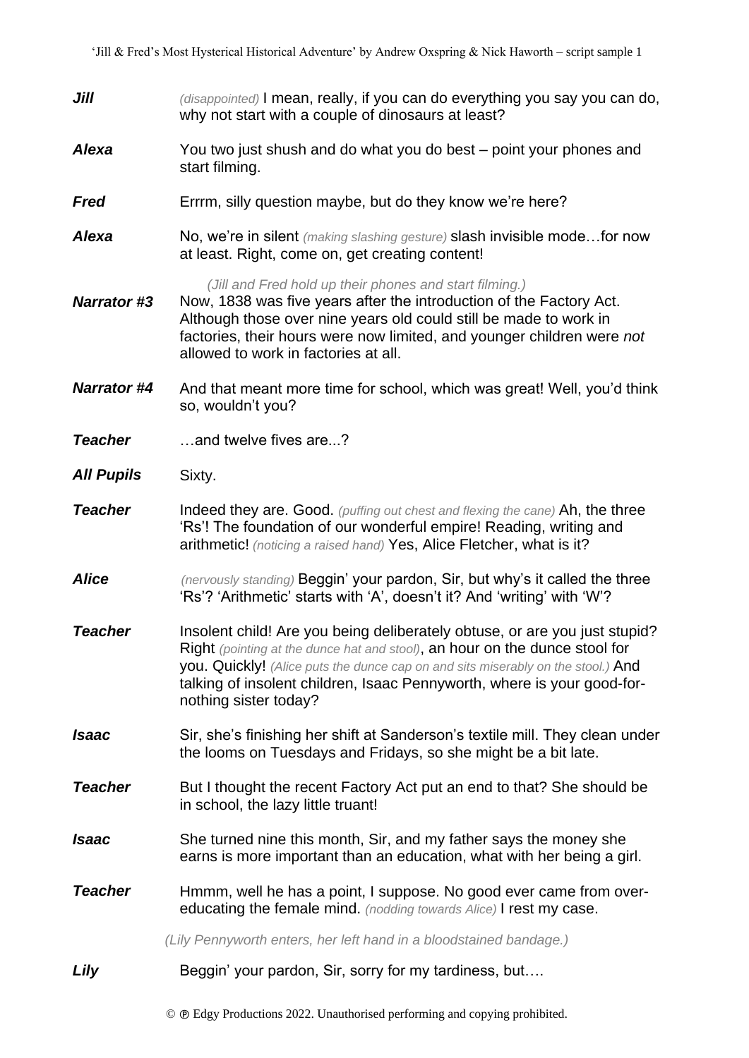***Jill*** *(disappointed)* I mean, really, if you can do everything you say you can do, why not start with a couple of dinosaurs at least?

***Alexa*** You two just shush and do what you do best – point your phones and start filming.

***Fred*** Errrm, silly question maybe, but do they know we're here?

***Alexa*** No, we're in silent *(making slashing gesture)* slash invisible mode…for now at least. Right, come on, get creating content!

*(Jill and Fred hold up their phones and start filming.)*

***Narrator #3*** Now, 1838 was five years after the introduction of the Factory Act. Although those over nine years old could still be made to work in factories, their hours were now limited, and younger children were *not* allowed to work in factories at all.

***Narrator #4*** And that meant more time for school, which was great! Well, you'd think so, wouldn't you?

***Teacher*** …and twelve fives are...?

***All Pupils*** Sixty.

***Teacher*** Indeed they are. Good. *(puffing out chest and flexing the cane)* Ah, the three 'Rs'! The foundation of our wonderful empire! Reading, writing and arithmetic! *(noticing a raised hand)* Yes, Alice Fletcher, what is it?

***Alice*** *(nervously standing)* Beggin' your pardon, Sir, but why's it called the three 'Rs'? 'Arithmetic' starts with 'A', doesn't it? And 'writing' with 'W'?

***Teacher*** Insolent child! Are you being deliberately obtuse, or are you just stupid? Right *(pointing at the dunce hat and stool)*, an hour on the dunce stool for you. Quickly! *(Alice puts the dunce cap on and sits miserably on the stool.)* And talking of insolent children, Isaac Pennyworth, where is your good-for-nothing sister today?

***Isaac*** Sir, she's finishing her shift at Sanderson's textile mill. They clean under the looms on Tuesdays and Fridays, so she might be a bit late.

***Teacher*** But I thought the recent Factory Act put an end to that? She should be in school, the lazy little truant!

***Isaac*** She turned nine this month, Sir, and my father says the money she earns is more important than an education, what with her being a girl.

***Teacher*** Hmmm, well he has a point, I suppose. No good ever came from over-educating the female mind. *(nodding towards Alice)* I rest my case.

*(Lily Pennyworth enters, her left hand in a bloodstained bandage.)*

***Lily*** Beggin' your pardon, Sir, sorry for my tardiness, but….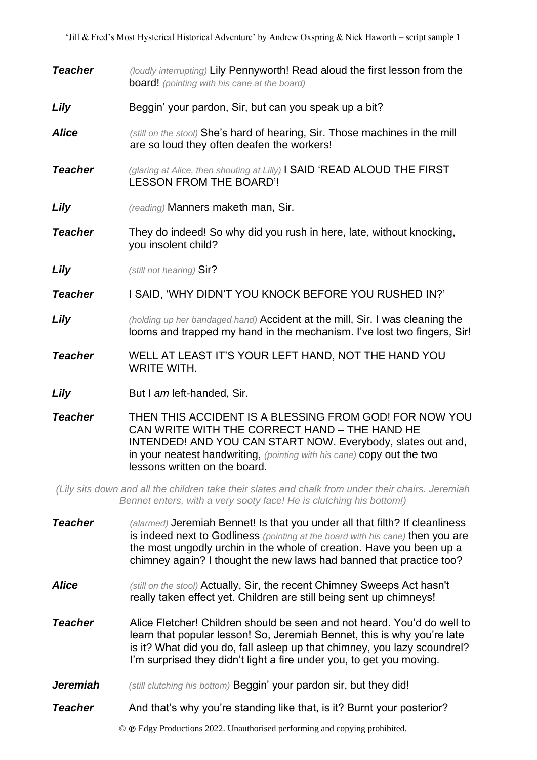***Teacher*** *(loudly interrupting)* Lily Pennyworth! Read aloud the first lesson from the board! *(pointing with his cane at the board)*

***Lily*** Beggin' your pardon, Sir, but can you speak up a bit?

***Alice*** *(still on the stool)* She's hard of hearing, Sir. Those machines in the mill are so loud they often deafen the workers!

***Teacher*** *(glaring at Alice, then shouting at Lilly)* I SAID 'READ ALOUD THE FIRST LESSON FROM THE BOARD'!

***Lily*** *(reading)* Manners maketh man, Sir.

***Teacher*** They do indeed! So why did you rush in here, late, without knocking, you insolent child?

***Lily*** *(still not hearing)* Sir?

***Teacher*** I SAID, 'WHY DIDN'T YOU KNOCK BEFORE YOU RUSHED IN?'

***Lily*** *(holding up her bandaged hand)* Accident at the mill, Sir. I was cleaning the looms and trapped my hand in the mechanism. I've lost two fingers, Sir!

***Teacher*** WELL AT LEAST IT'S YOUR LEFT HAND, NOT THE HAND YOU WRITE WITH.

***Lily*** But I *am* left-handed, Sir.

***Teacher*** THEN THIS ACCIDENT IS A BLESSING FROM GOD! FOR NOW YOU CAN WRITE WITH THE CORRECT HAND – THE HAND HE INTENDED! AND YOU CAN START NOW. Everybody, slates out and, in your neatest handwriting, *(pointing with his cane)* copy out the two lessons written on the board.

*(Lily sits down and all the children take their slates and chalk from under their chairs. Jeremiah Bennet enters, with a very sooty face! He is clutching his bottom!)*

***Teacher*** *(alarmed)* Jeremiah Bennet! Is that you under all that filth? If cleanliness is indeed next to Godliness *(pointing at the board with his cane)* then you are the most ungodly urchin in the whole of creation. Have you been up a chimney again? I thought the new laws had banned that practice too?

***Alice*** *(still on the stool)* Actually, Sir, the recent Chimney Sweeps Act hasn't really taken effect yet. Children are still being sent up chimneys!

***Teacher*** Alice Fletcher! Children should be seen and not heard. You'd do well to learn that popular lesson! So, Jeremiah Bennet, this is why you're late is it? What did you do, fall asleep up that chimney, you lazy scoundrel? I'm surprised they didn't light a fire under you, to get you moving.

***Jeremiah*** *(still clutching his bottom)* Beggin' your pardon sir, but they did!

***Teacher*** And that's why you're standing like that, is it? Burnt your posterior?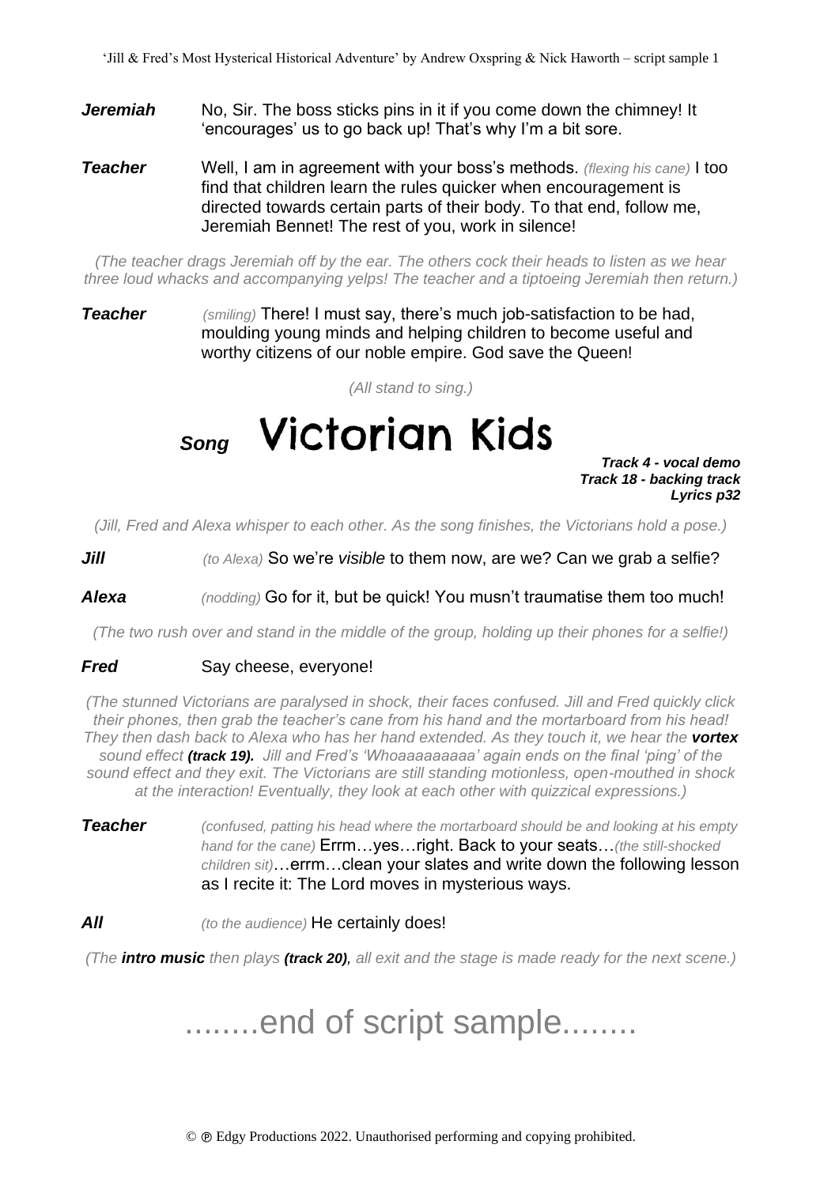**_Jeremiah_** No, Sir. The boss sticks pins in it if you come down the chimney! It 'encourages' us to go back up! That's why I'm a bit sore.

**_Teacher_** Well, I am in agreement with your boss's methods. *(flexing his cane)* I too find that children learn the rules quicker when encouragement is directed towards certain parts of their body. To that end, follow me, Jeremiah Bennet! The rest of you, work in silence!

*(The teacher drags Jeremiah off by the ear. The others cock their heads to listen as we hear three loud whacks and accompanying yelps! The teacher and a tiptoeing Jeremiah then return.)*

**_Teacher_** *(smiling)* There! I must say, there's much job-satisfaction to be had, moulding young minds and helping children to become useful and worthy citizens of our noble empire. God save the Queen!

*(All stand to sing.)*

## *Song* Victorian Kids

***Track 4 - vocal demo***
***Track 18 - backing track***
***Lyrics p32***

*(Jill, Fred and Alexa whisper to each other. As the song finishes, the Victorians hold a pose.)*

**_Jill_** *(to Alexa)* So we're *visible* to them now, are we? Can we grab a selfie?

**_Alexa_** *(nodding)* Go for it, but be quick! You musn't traumatise them too much!

*(The two rush over and stand in the middle of the group, holding up their phones for a selfie!)*

**_Fred_** Say cheese, everyone!

*(The stunned Victorians are paralysed in shock, their faces confused. Jill and Fred quickly click their phones, then grab the teacher's cane from his hand and the mortarboard from his head! They then dash back to Alexa who has her hand extended. As they touch it, we hear the **vortex** sound effect **(track 19).** Jill and Fred's 'Whoaaaaaaaaa' again ends on the final 'ping' of the sound effect and they exit. The Victorians are still standing motionless, open-mouthed in shock at the interaction! Eventually, they look at each other with quizzical expressions.)*

**_Teacher_** *(confused, patting his head where the mortarboard should be and looking at his empty hand for the cane)* Errm…yes…right. Back to your seats…*(the still-shocked children sit)*…errm…clean your slates and write down the following lesson as I recite it: The Lord moves in mysterious ways.

**_All_** *(to the audience)* He certainly does!

*(The **intro music** then plays **(track 20)**, all exit and the stage is made ready for the next scene.)*

........end of script sample........

© ℗ Edgy Productions 2022. Unauthorised performing and copying prohibited.